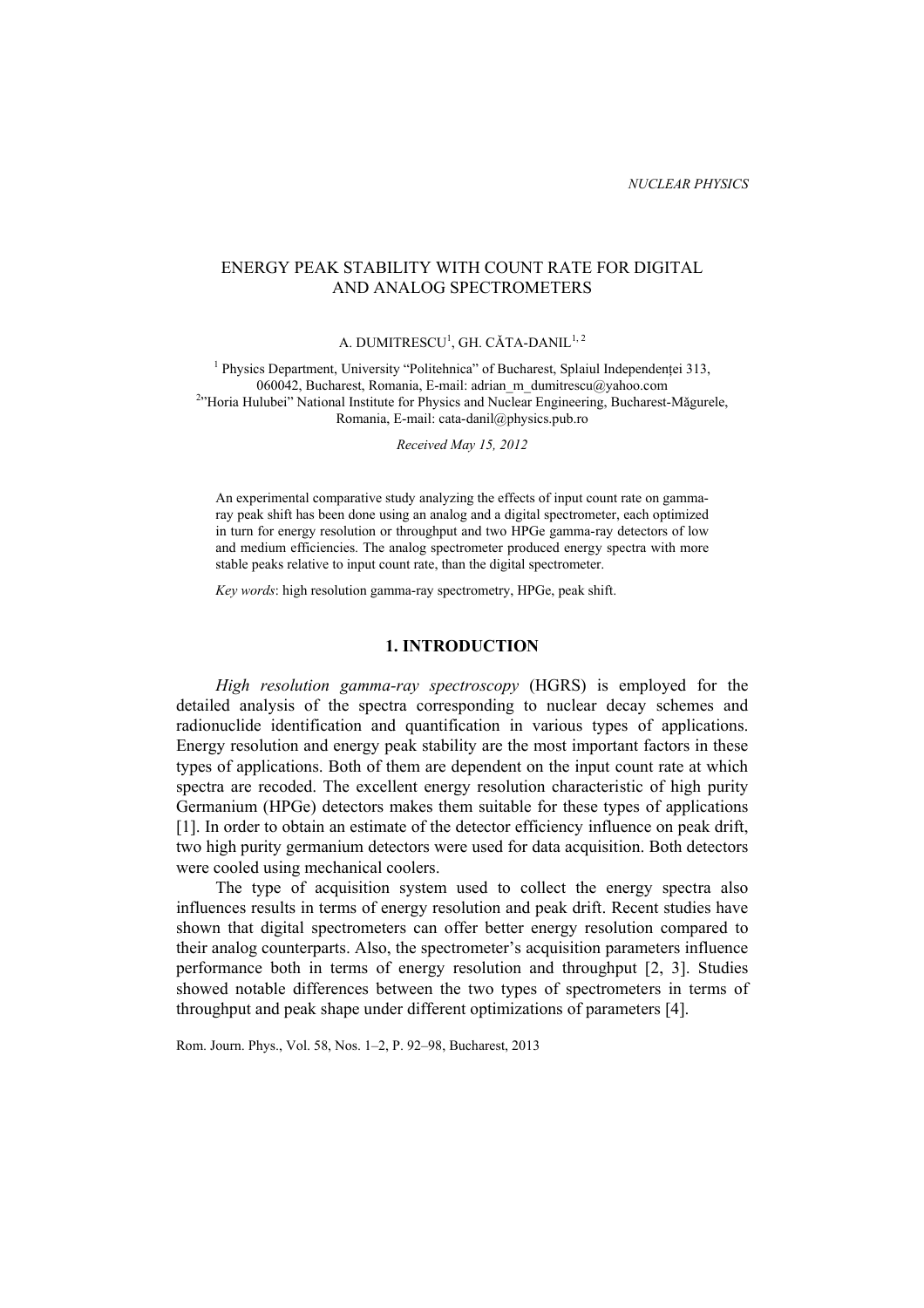# ENERGY PEAK STABILITY WITH COUNT RATE FOR DIGITAL AND ANALOG SPECTROMETERS

A. DUMITRESCU[1], GH. CĂTA-DANIL[1, 2]

[1] Physics Department, University "Politehnica" of Bucharest, Splaiul Independenței 313, 060042, Bucharest, Romania, E-mail: adrian_m_dumitrescu@yahoo.com

[2] "Horia Hulubei" National Institute for Physics and Nuclear Engineering, Bucharest-Măgurele, Romania, E-mail: cata-danil@physics.pub.ro

*Received May 15, 2012*

An experimental comparative study analyzing the effects of input count rate on gamma-ray peak shift has been done using an analog and a digital spectrometer, each optimized in turn for energy resolution or throughput and two HPGe gamma-ray detectors of low and medium efficiencies. The analog spectrometer produced energy spectra with more stable peaks relative to input count rate, than the digital spectrometer.

*Key words*: high resolution gamma-ray spectrometry, HPGe, peak shift.

## 1. INTRODUCTION

*High resolution gamma-ray spectroscopy* (HGRS) is employed for the detailed analysis of the spectra corresponding to nuclear decay schemes and radionuclide identification and quantification in various types of applications. Energy resolution and energy peak stability are the most important factors in these types of applications. Both of them are dependent on the input count rate at which spectra are recoded. The excellent energy resolution characteristic of high purity Germanium (HPGe) detectors makes them suitable for these types of applications [1]. In order to obtain an estimate of the detector efficiency influence on peak drift, two high purity germanium detectors were used for data acquisition. Both detectors were cooled using mechanical coolers.

The type of acquisition system used to collect the energy spectra also influences results in terms of energy resolution and peak drift. Recent studies have shown that digital spectrometers can offer better energy resolution compared to their analog counterparts. Also, the spectrometer's acquisition parameters influence performance both in terms of energy resolution and throughput [2, 3]. Studies showed notable differences between the two types of spectrometers in terms of throughput and peak shape under different optimizations of parameters [4].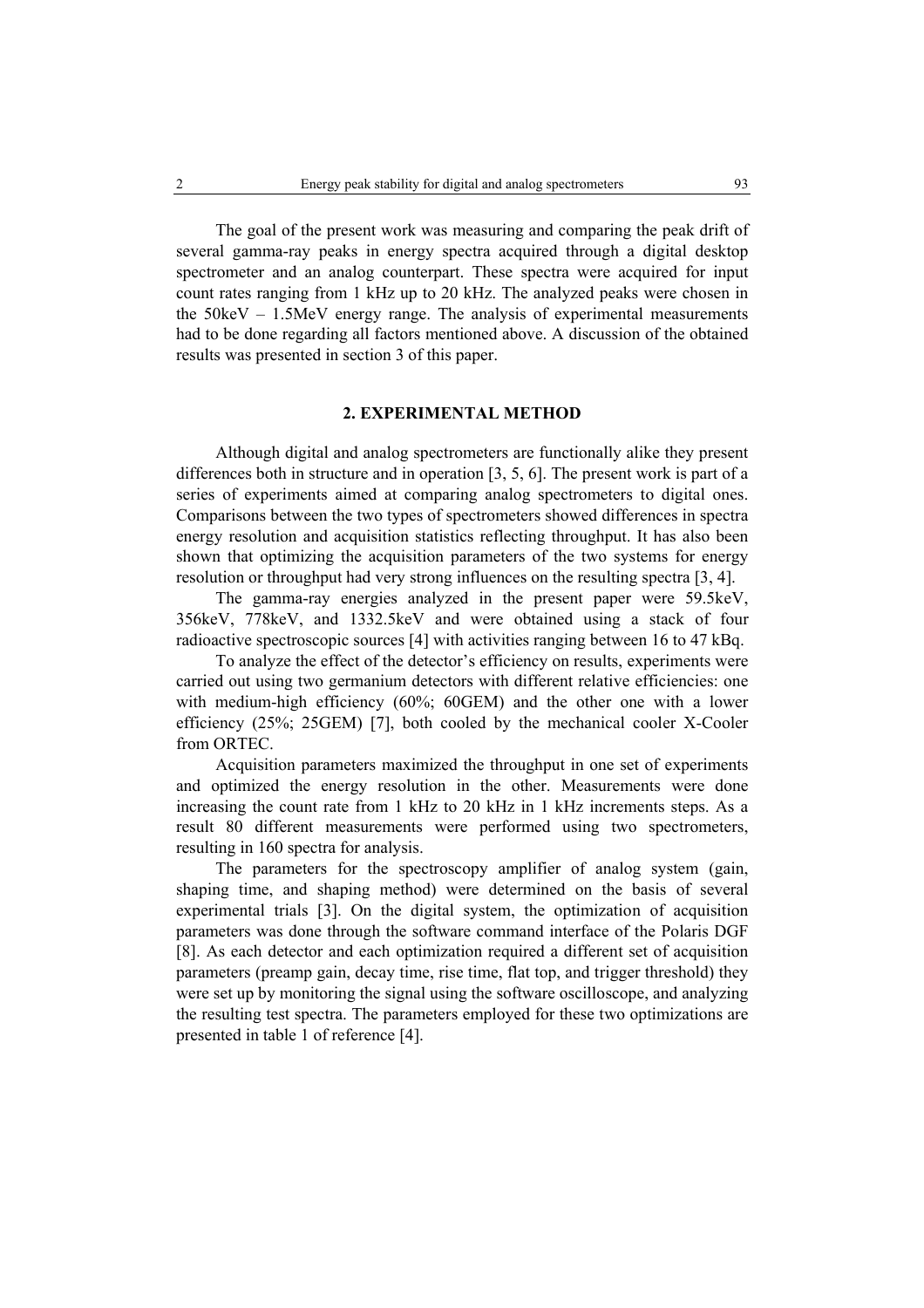The goal of the present work was measuring and comparing the peak drift of several gamma-ray peaks in energy spectra acquired through a digital desktop spectrometer and an analog counterpart. These spectra were acquired for input count rates ranging from 1 kHz up to 20 kHz. The analyzed peaks were chosen in the 50keV – 1.5MeV energy range. The analysis of experimental measurements had to be done regarding all factors mentioned above. A discussion of the obtained results was presented in section 3 of this paper.

## 2. EXPERIMENTAL METHOD

Although digital and analog spectrometers are functionally alike they present differences both in structure and in operation [3, 5, 6]. The present work is part of a series of experiments aimed at comparing analog spectrometers to digital ones. Comparisons between the two types of spectrometers showed differences in spectra energy resolution and acquisition statistics reflecting throughput. It has also been shown that optimizing the acquisition parameters of the two systems for energy resolution or throughput had very strong influences on the resulting spectra [3, 4].

The gamma-ray energies analyzed in the present paper were 59.5keV, 356keV, 778keV, and 1332.5keV and were obtained using a stack of four radioactive spectroscopic sources [4] with activities ranging between 16 to 47 kBq.

To analyze the effect of the detector's efficiency on results, experiments were carried out using two germanium detectors with different relative efficiencies: one with medium-high efficiency (60%; 60GEM) and the other one with a lower efficiency (25%; 25GEM) [7], both cooled by the mechanical cooler X-Cooler from ORTEC.

Acquisition parameters maximized the throughput in one set of experiments and optimized the energy resolution in the other. Measurements were done increasing the count rate from 1 kHz to 20 kHz in 1 kHz increments steps. As a result 80 different measurements were performed using two spectrometers, resulting in 160 spectra for analysis.

The parameters for the spectroscopy amplifier of analog system (gain, shaping time, and shaping method) were determined on the basis of several experimental trials [3]. On the digital system, the optimization of acquisition parameters was done through the software command interface of the Polaris DGF [8]. As each detector and each optimization required a different set of acquisition parameters (preamp gain, decay time, rise time, flat top, and trigger threshold) they were set up by monitoring the signal using the software oscilloscope, and analyzing the resulting test spectra. The parameters employed for these two optimizations are presented in table 1 of reference [4].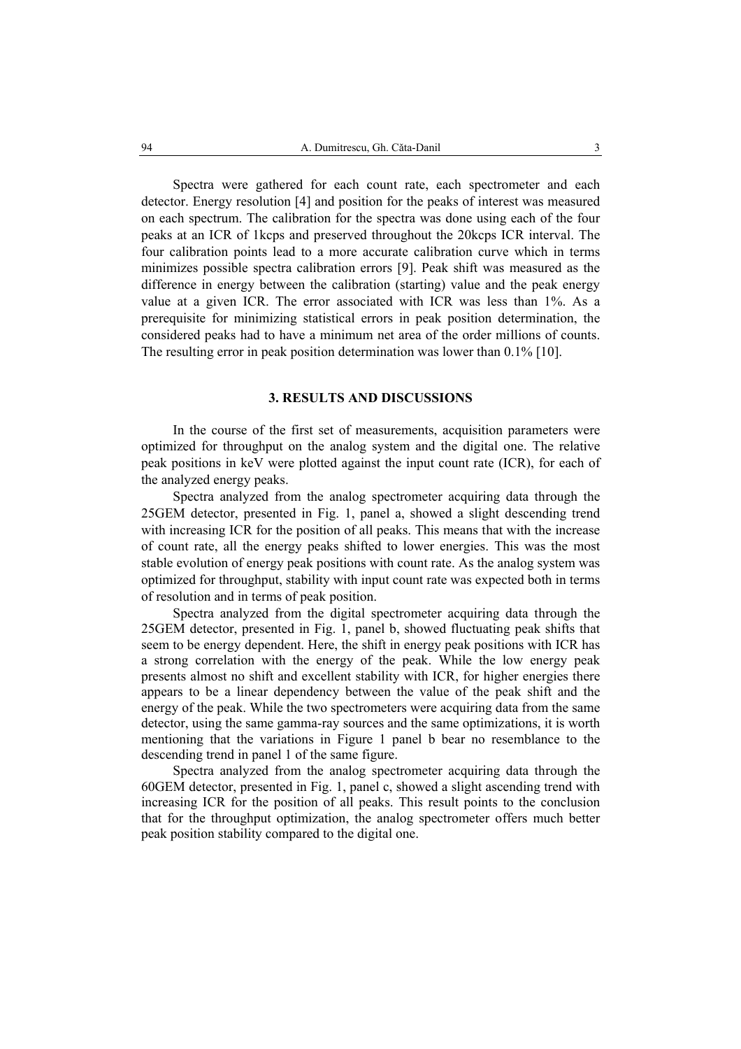Spectra were gathered for each count rate, each spectrometer and each detector. Energy resolution [4] and position for the peaks of interest was measured on each spectrum. The calibration for the spectra was done using each of the four peaks at an ICR of 1kcps and preserved throughout the 20kcps ICR interval. The four calibration points lead to a more accurate calibration curve which in terms minimizes possible spectra calibration errors [9]. Peak shift was measured as the difference in energy between the calibration (starting) value and the peak energy value at a given ICR. The error associated with ICR was less than 1%. As a prerequisite for minimizing statistical errors in peak position determination, the considered peaks had to have a minimum net area of the order millions of counts. The resulting error in peak position determination was lower than 0.1% [10].

## 3. RESULTS AND DISCUSSIONS

In the course of the first set of measurements, acquisition parameters were optimized for throughput on the analog system and the digital one. The relative peak positions in keV were plotted against the input count rate (ICR), for each of the analyzed energy peaks.

Spectra analyzed from the analog spectrometer acquiring data through the 25GEM detector, presented in Fig. 1, panel a, showed a slight descending trend with increasing ICR for the position of all peaks. This means that with the increase of count rate, all the energy peaks shifted to lower energies. This was the most stable evolution of energy peak positions with count rate. As the analog system was optimized for throughput, stability with input count rate was expected both in terms of resolution and in terms of peak position.

Spectra analyzed from the digital spectrometer acquiring data through the 25GEM detector, presented in Fig. 1, panel b, showed fluctuating peak shifts that seem to be energy dependent. Here, the shift in energy peak positions with ICR has a strong correlation with the energy of the peak. While the low energy peak presents almost no shift and excellent stability with ICR, for higher energies there appears to be a linear dependency between the value of the peak shift and the energy of the peak. While the two spectrometers were acquiring data from the same detector, using the same gamma-ray sources and the same optimizations, it is worth mentioning that the variations in Figure 1 panel b bear no resemblance to the descending trend in panel 1 of the same figure.

Spectra analyzed from the analog spectrometer acquiring data through the 60GEM detector, presented in Fig. 1, panel c, showed a slight ascending trend with increasing ICR for the position of all peaks. This result points to the conclusion that for the throughput optimization, the analog spectrometer offers much better peak position stability compared to the digital one.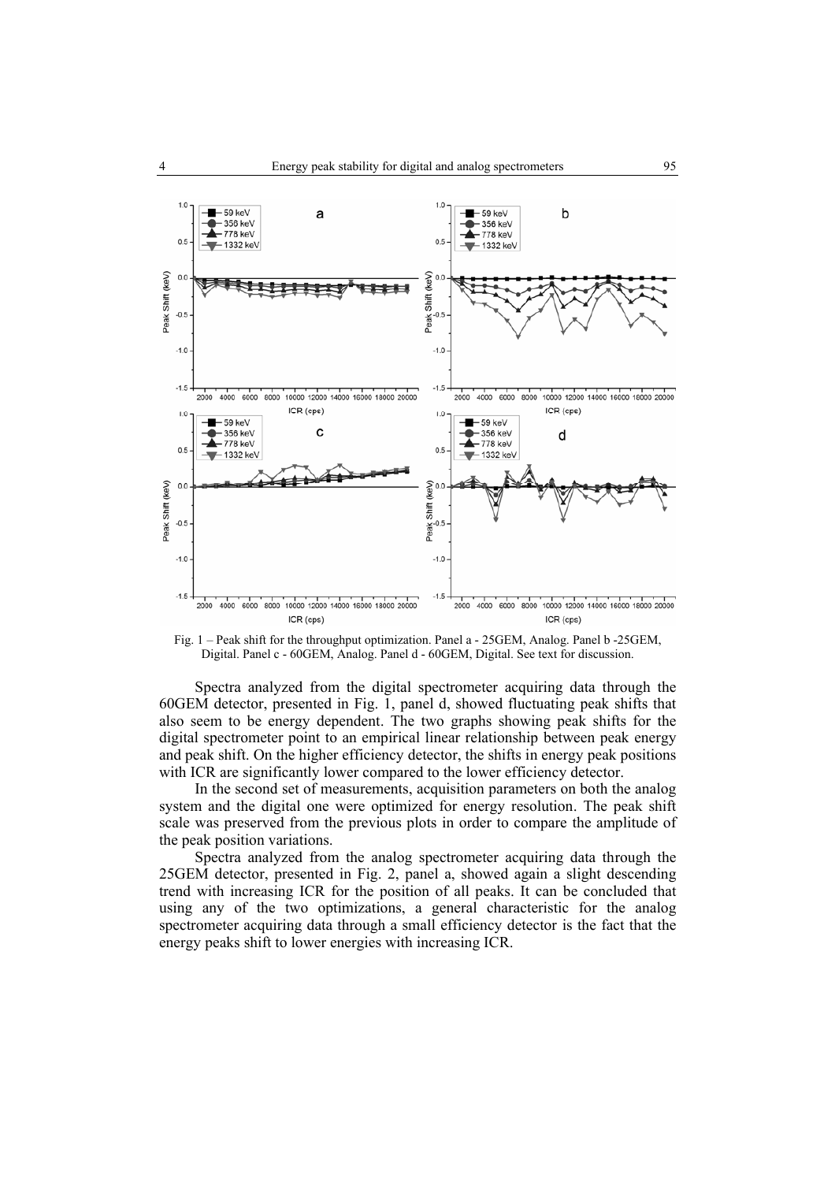Fig. 1 – Peak shift for the throughput optimization. Panel a - 25GEM, Analog. Panel b -25GEM, Digital. Panel c - 60GEM, Analog. Panel d - 60GEM, Digital. See text for discussion.

Spectra analyzed from the digital spectrometer acquiring data through the 60GEM detector, presented in Fig. 1, panel d, showed fluctuating peak shifts that also seem to be energy dependent. The two graphs showing peak shifts for the digital spectrometer point to an empirical linear relationship between peak energy and peak shift. On the higher efficiency detector, the shifts in energy peak positions with ICR are significantly lower compared to the lower efficiency detector.

In the second set of measurements, acquisition parameters on both the analog system and the digital one were optimized for energy resolution. The peak shift scale was preserved from the previous plots in order to compare the amplitude of the peak position variations.

Spectra analyzed from the analog spectrometer acquiring data through the 25GEM detector, presented in Fig. 2, panel a, showed again a slight descending trend with increasing ICR for the position of all peaks. It can be concluded that using any of the two optimizations, a general characteristic for the analog spectrometer acquiring data through a small efficiency detector is the fact that the energy peaks shift to lower energies with increasing ICR.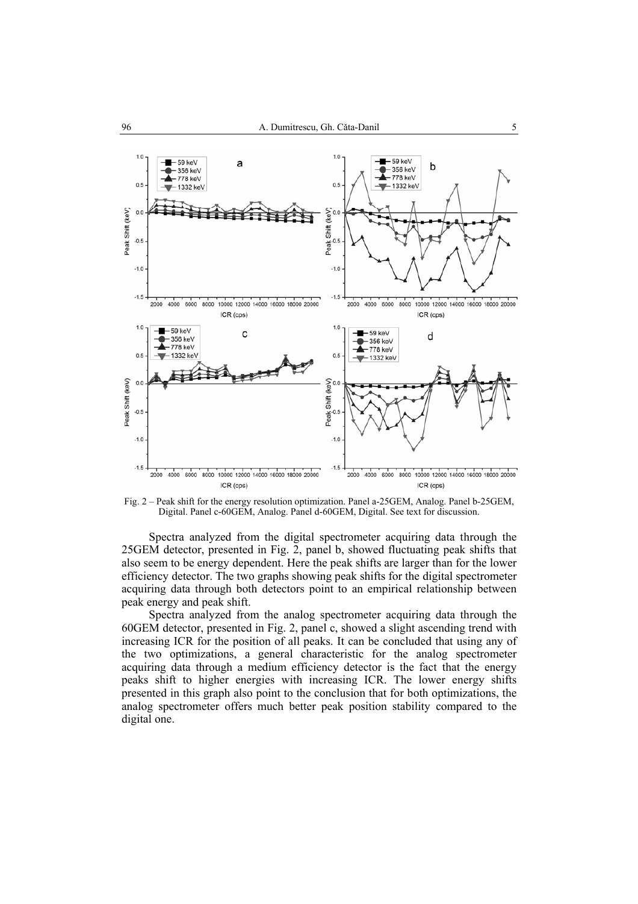Fig. 2 – Peak shift for the energy resolution optimization. Panel a-25GEM, Analog. Panel b-25GEM, Digital. Panel c-60GEM, Analog. Panel d-60GEM, Digital. See text for discussion.

Spectra analyzed from the digital spectrometer acquiring data through the 25GEM detector, presented in Fig. 2, panel b, showed fluctuating peak shifts that also seem to be energy dependent. Here the peak shifts are larger than for the lower efficiency detector. The two graphs showing peak shifts for the digital spectrometer acquiring data through both detectors point to an empirical relationship between peak energy and peak shift.

Spectra analyzed from the analog spectrometer acquiring data through the 60GEM detector, presented in Fig. 2, panel c, showed a slight ascending trend with increasing ICR for the position of all peaks. It can be concluded that using any of the two optimizations, a general characteristic for the analog spectrometer acquiring data through a medium efficiency detector is the fact that the energy peaks shift to higher energies with increasing ICR. The lower energy shifts presented in this graph also point to the conclusion that for both optimizations, the analog spectrometer offers much better peak position stability compared to the digital one.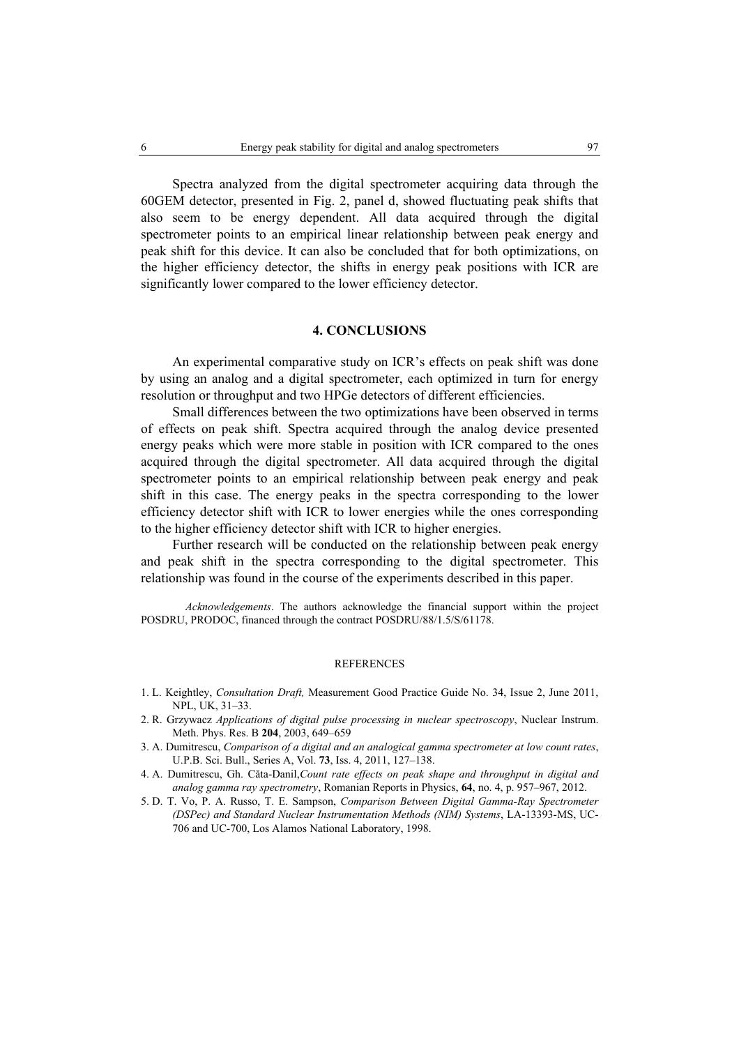Spectra analyzed from the digital spectrometer acquiring data through the 60GEM detector, presented in Fig. 2, panel d, showed fluctuating peak shifts that also seem to be energy dependent. All data acquired through the digital spectrometer points to an empirical linear relationship between peak energy and peak shift for this device. It can also be concluded that for both optimizations, on the higher efficiency detector, the shifts in energy peak positions with ICR are significantly lower compared to the lower efficiency detector.

## 4. CONCLUSIONS

An experimental comparative study on ICR's effects on peak shift was done by using an analog and a digital spectrometer, each optimized in turn for energy resolution or throughput and two HPGe detectors of different efficiencies.

Small differences between the two optimizations have been observed in terms of effects on peak shift. Spectra acquired through the analog device presented energy peaks which were more stable in position with ICR compared to the ones acquired through the digital spectrometer. All data acquired through the digital spectrometer points to an empirical relationship between peak energy and peak shift in this case. The energy peaks in the spectra corresponding to the lower efficiency detector shift with ICR to lower energies while the ones corresponding to the higher efficiency detector shift with ICR to higher energies.

Further research will be conducted on the relationship between peak energy and peak shift in the spectra corresponding to the digital spectrometer. This relationship was found in the course of the experiments described in this paper.

*Acknowledgements*. The authors acknowledge the financial support within the project POSDRU, PRODOC, financed through the contract POSDRU/88/1.5/S/61178.

### REFERENCES

1. L. Keightley, *Consultation Draft,* Measurement Good Practice Guide No. 34, Issue 2, June 2011, NPL, UK, 31–33.
2. R. Grzywacz *Applications of digital pulse processing in nuclear spectroscopy*, Nuclear Instrum. Meth. Phys. Res. B **204**, 2003, 649–659
3. A. Dumitrescu, *Comparison of a digital and an analogical gamma spectrometer at low count rates*, U.P.B. Sci. Bull., Series A, Vol. **73**, Iss. 4, 2011, 127–138.
4. A. Dumitrescu, Gh. Căta-Danil,*Count rate effects on peak shape and throughput in digital and analog gamma ray spectrometry*, Romanian Reports in Physics, **64**, no. 4, p. 957–967, 2012.
5. D. T. Vo, P. A. Russo, T. E. Sampson, *Comparison Between Digital Gamma-Ray Spectrometer (DSPec) and Standard Nuclear Instrumentation Methods (NIM) Systems*, LA-13393-MS, UC-706 and UC-700, Los Alamos National Laboratory, 1998.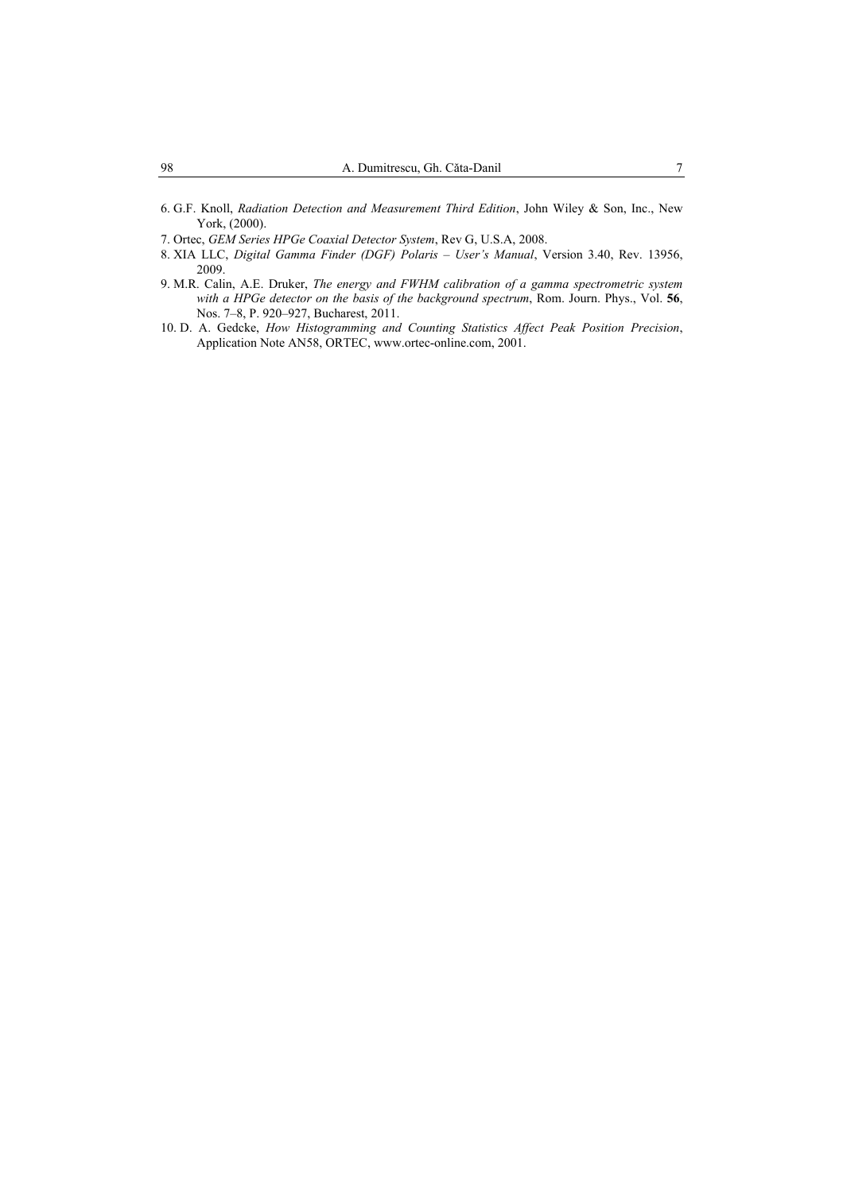6. G.F. Knoll, *Radiation Detection and Measurement Third Edition*, John Wiley & Son, Inc., New York, (2000).
7. Ortec, *GEM Series HPGe Coaxial Detector System*, Rev G, U.S.A, 2008.
8. XIA LLC, *Digital Gamma Finder (DGF) Polaris – User's Manual*, Version 3.40, Rev. 13956, 2009.
9. M.R. Calin, A.E. Druker, *The energy and FWHM calibration of a gamma spectrometric system with a HPGe detector on the basis of the background spectrum*, Rom. Journ. Phys., Vol. **56**, Nos. 7–8, P. 920–927, Bucharest, 2011.
10. D. A. Gedcke, *How Histogramming and Counting Statistics Affect Peak Position Precision*, Application Note AN58, ORTEC, www.ortec-online.com, 2001.